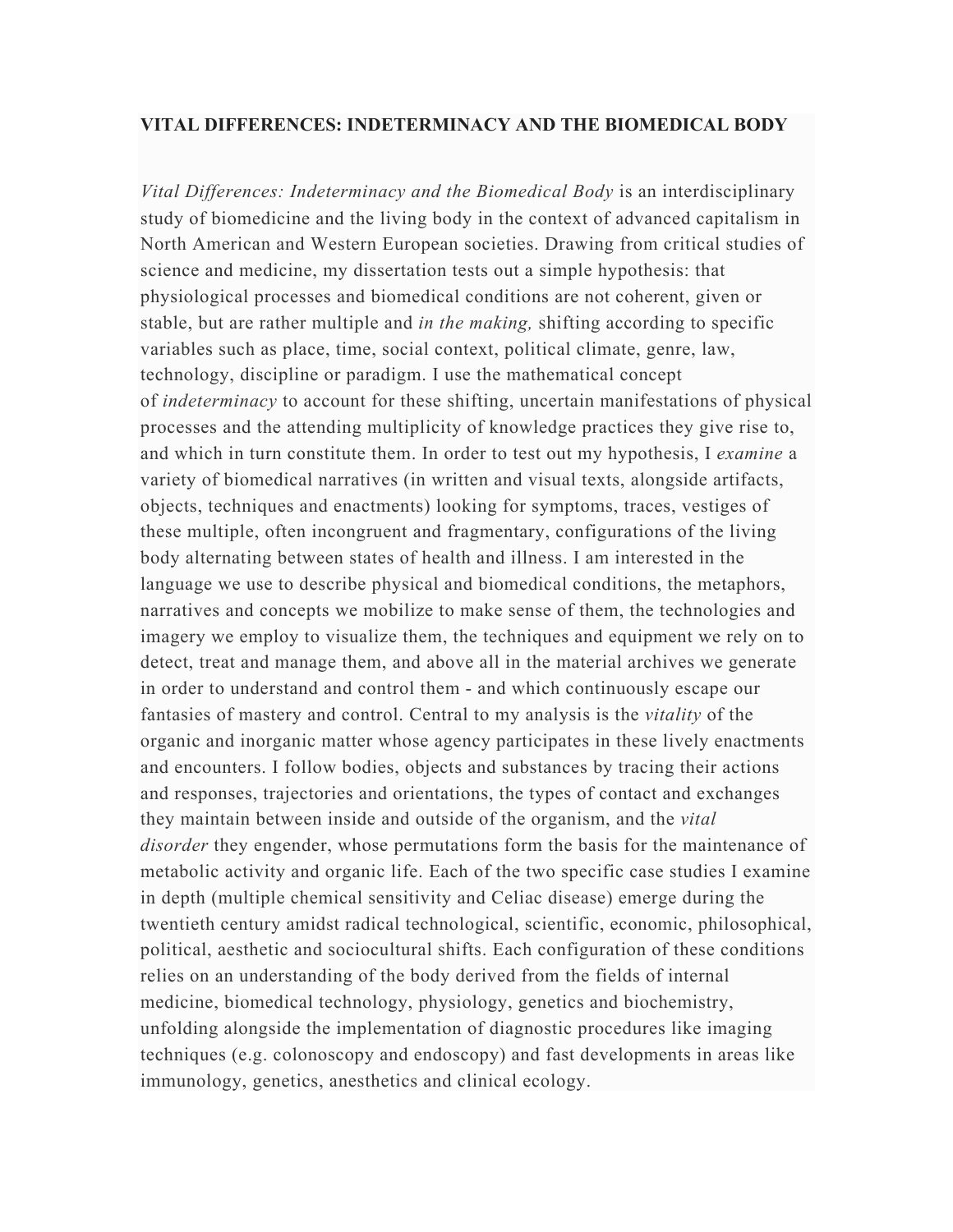**VITAL DIFFERENCES: INDETERMINACY AND THE BIOMEDICAL BODY**

*Vital Differences: Indeterminacy and the Biomedical Body* is an interdisciplinary study of biomedicine and the living body in the context of advanced capitalism in North American and Western European societies. Drawing from critical studies of science and medicine, my dissertation tests out a simple hypothesis: that physiological processes and biomedical conditions are not coherent, given or stable, but are rather multiple and *in the making,* shifting according to specific variables such as place, time, social context, political climate, genre, law, technology, discipline or paradigm. I use the mathematical concept of *indeterminacy* to account for these shifting, uncertain manifestations of physical processes and the attending multiplicity of knowledge practices they give rise to, and which in turn constitute them. In order to test out my hypothesis, I *examine* a variety of biomedical narratives (in written and visual texts, alongside artifacts, objects, techniques and enactments) looking for symptoms, traces, vestiges of these multiple, often incongruent and fragmentary, configurations of the living body alternating between states of health and illness. I am interested in the language we use to describe physical and biomedical conditions, the metaphors, narratives and concepts we mobilize to make sense of them, the technologies and imagery we employ to visualize them, the techniques and equipment we rely on to detect, treat and manage them, and above all in the material archives we generate in order to understand and control them - and which continuously escape our fantasies of mastery and control. Central to my analysis is the *vitality* of the organic and inorganic matter whose agency participates in these lively enactments and encounters. I follow bodies, objects and substances by tracing their actions and responses, trajectories and orientations, the types of contact and exchanges they maintain between inside and outside of the organism, and the *vital disorder* they engender, whose permutations form the basis for the maintenance of metabolic activity and organic life. Each of the two specific case studies I examine in depth (multiple chemical sensitivity and Celiac disease) emerge during the twentieth century amidst radical technological, scientific, economic, philosophical, political, aesthetic and sociocultural shifts. Each configuration of these conditions relies on an understanding of the body derived from the fields of internal medicine, biomedical technology, physiology, genetics and biochemistry, unfolding alongside the implementation of diagnostic procedures like imaging techniques (e.g. colonoscopy and endoscopy) and fast developments in areas like immunology, genetics, anesthetics and clinical ecology.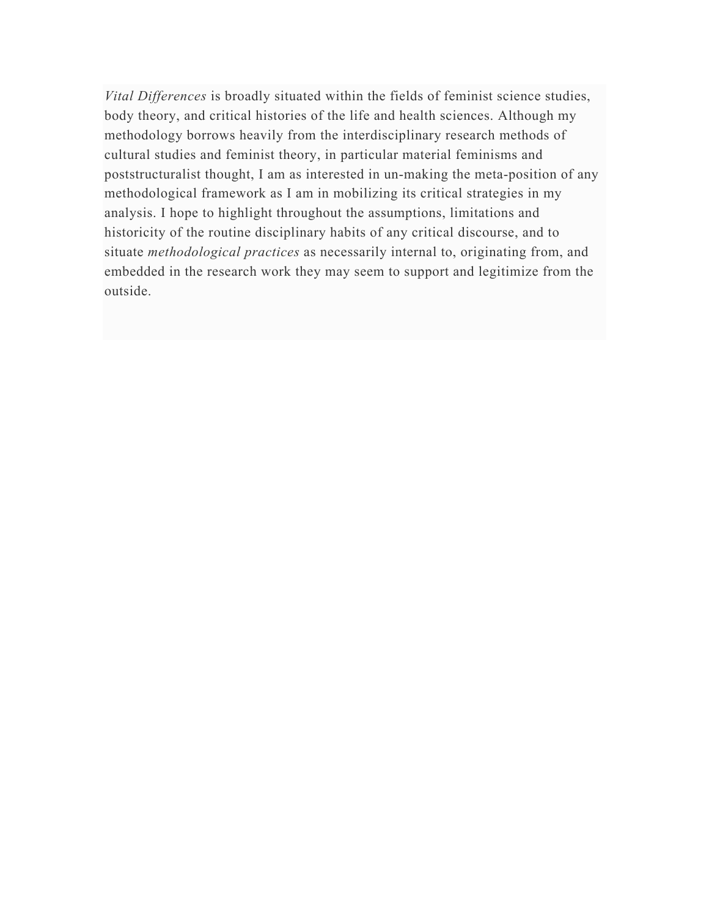*Vital Differences* is broadly situated within the fields of feminist science studies, body theory, and critical histories of the life and health sciences. Although my methodology borrows heavily from the interdisciplinary research methods of cultural studies and feminist theory, in particular material feminisms and poststructuralist thought, I am as interested in un-making the meta-position of any methodological framework as I am in mobilizing its critical strategies in my analysis. I hope to highlight throughout the assumptions, limitations and historicity of the routine disciplinary habits of any critical discourse, and to situate *methodological practices* as necessarily internal to, originating from, and embedded in the research work they may seem to support and legitimize from the outside.